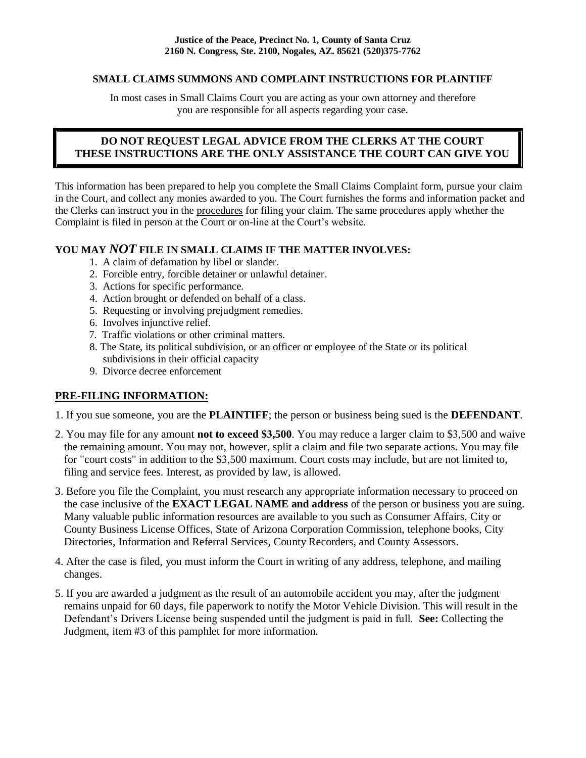**Justice of the Peace, Precinct No. 1, County of Santa Cruz**
**2160 N. Congress, Ste. 2100, Nogales, AZ. 85621 (520)375-7762**

## SMALL CLAIMS SUMMONS AND COMPLAINT INSTRUCTIONS FOR PLAINTIFF

In most cases in Small Claims Court you are acting as your own attorney and therefore you are responsible for all aspects regarding your case.

**DO NOT REQUEST LEGAL ADVICE FROM THE CLERKS AT THE COURT**
**THESE INSTRUCTIONS ARE THE ONLY ASSISTANCE THE COURT CAN GIVE YOU**

This information has been prepared to help you complete the Small Claims Complaint form, pursue your claim in the Court, and collect any monies awarded to you. The Court furnishes the forms and information packet and the Clerks can instruct you in the procedures for filing your claim. The same procedures apply whether the Complaint is filed in person at the Court or on-line at the Court's website.

### YOU MAY *NOT* FILE IN SMALL CLAIMS IF THE MATTER INVOLVES:

1. A claim of defamation by libel or slander.
2. Forcible entry, forcible detainer or unlawful detainer.
3. Actions for specific performance.
4. Action brought or defended on behalf of a class.
5. Requesting or involving prejudgment remedies.
6. Involves injunctive relief.
7. Traffic violations or other criminal matters.
8. The State, its political subdivision, or an officer or employee of the State or its political subdivisions in their official capacity
9. Divorce decree enforcement

### PRE-FILING INFORMATION:

1. If you sue someone, you are the **PLAINTIFF**; the person or business being sued is the **DEFENDANT**.
2. You may file for any amount **not to exceed $3,500**. You may reduce a larger claim to $3,500 and waive the remaining amount. You may not, however, split a claim and file two separate actions. You may file for "court costs" in addition to the $3,500 maximum. Court costs may include, but are not limited to, filing and service fees. Interest, as provided by law, is allowed.
3. Before you file the Complaint, you must research any appropriate information necessary to proceed on the case inclusive of the **EXACT LEGAL NAME and address** of the person or business you are suing. Many valuable public information resources are available to you such as Consumer Affairs, City or County Business License Offices, State of Arizona Corporation Commission, telephone books, City Directories, Information and Referral Services, County Recorders, and County Assessors.
4. After the case is filed, you must inform the Court in writing of any address, telephone, and mailing changes.
5. If you are awarded a judgment as the result of an automobile accident you may, after the judgment remains unpaid for 60 days, file paperwork to notify the Motor Vehicle Division. This will result in the Defendant's Drivers License being suspended until the judgment is paid in full. **See:** Collecting the Judgment, item #3 of this pamphlet for more information.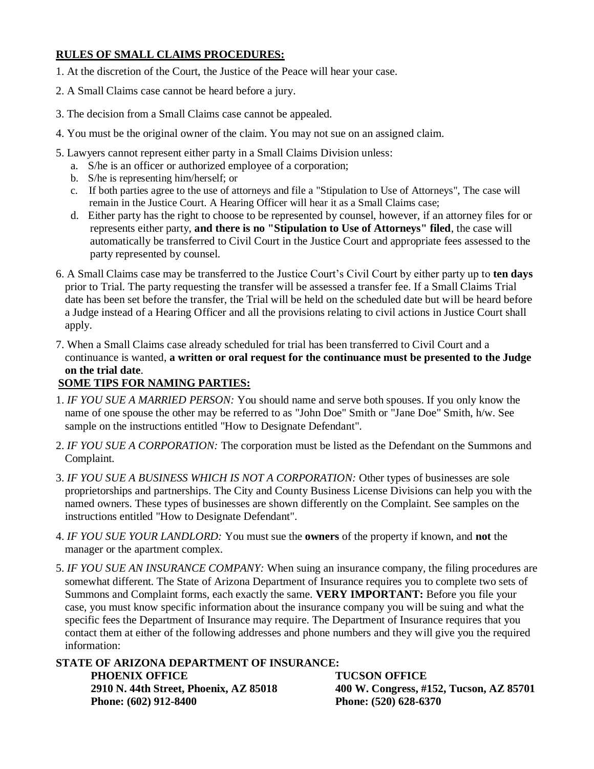## RULES OF SMALL CLAIMS PROCEDURES:

1. At the discretion of the Court, the Justice of the Peace will hear your case.
2. A Small Claims case cannot be heard before a jury.
3. The decision from a Small Claims case cannot be appealed.
4. You must be the original owner of the claim. You may not sue on an assigned claim.
5. Lawyers cannot represent either party in a Small Claims Division unless:
   a. S/he is an officer or authorized employee of a corporation;
   b. S/he is representing him/herself; or
   c. If both parties agree to the use of attorneys and file a "Stipulation to Use of Attorneys", The case will remain in the Justice Court. A Hearing Officer will hear it as a Small Claims case;
   d. Either party has the right to choose to be represented by counsel, however, if an attorney files for or represents either party, **and there is no "Stipulation to Use of Attorneys" filed**, the case will automatically be transferred to Civil Court in the Justice Court and appropriate fees assessed to the party represented by counsel.
6. A Small Claims case may be transferred to the Justice Court's Civil Court by either party up to **ten days** prior to Trial. The party requesting the transfer will be assessed a transfer fee. If a Small Claims Trial date has been set before the transfer, the Trial will be held on the scheduled date but will be heard before a Judge instead of a Hearing Officer and all the provisions relating to civil actions in Justice Court shall apply.
7. When a Small Claims case already scheduled for trial has been transferred to Civil Court and a continuance is wanted, **a written or oral request for the continuance must be presented to the Judge on the trial date**.

## SOME TIPS FOR NAMING PARTIES:

1. *IF YOU SUE A MARRIED PERSON:* You should name and serve both spouses. If you only know the name of one spouse the other may be referred to as "John Doe" Smith or "Jane Doe" Smith, h/w. See sample on the instructions entitled "How to Designate Defendant".
2. *IF YOU SUE A CORPORATION:* The corporation must be listed as the Defendant on the Summons and Complaint.
3. *IF YOU SUE A BUSINESS WHICH IS NOT A CORPORATION:* Other types of businesses are sole proprietorships and partnerships. The City and County Business License Divisions can help you with the named owners. These types of businesses are shown differently on the Complaint. See samples on the instructions entitled "How to Designate Defendant".
4. *IF YOU SUE YOUR LANDLORD:* You must sue the **owners** of the property if known, and **not** the manager or the apartment complex.
5. *IF YOU SUE AN INSURANCE COMPANY:* When suing an insurance company, the filing procedures are somewhat different. The State of Arizona Department of Insurance requires you to complete two sets of Summons and Complaint forms, each exactly the same. **VERY IMPORTANT:** Before you file your case, you must know specific information about the insurance company you will be suing and what the specific fees the Department of Insurance may require. The Department of Insurance requires that you contact them at either of the following addresses and phone numbers and they will give you the required information:

**STATE OF ARIZONA DEPARTMENT OF INSURANCE:**

**PHOENIX OFFICE**
**2910 N. 44th Street, Phoenix, AZ 85018**
**Phone: (602) 912-8400**

**TUCSON OFFICE**
**400 W. Congress, #152, Tucson, AZ 85701**
**Phone: (520) 628-6370**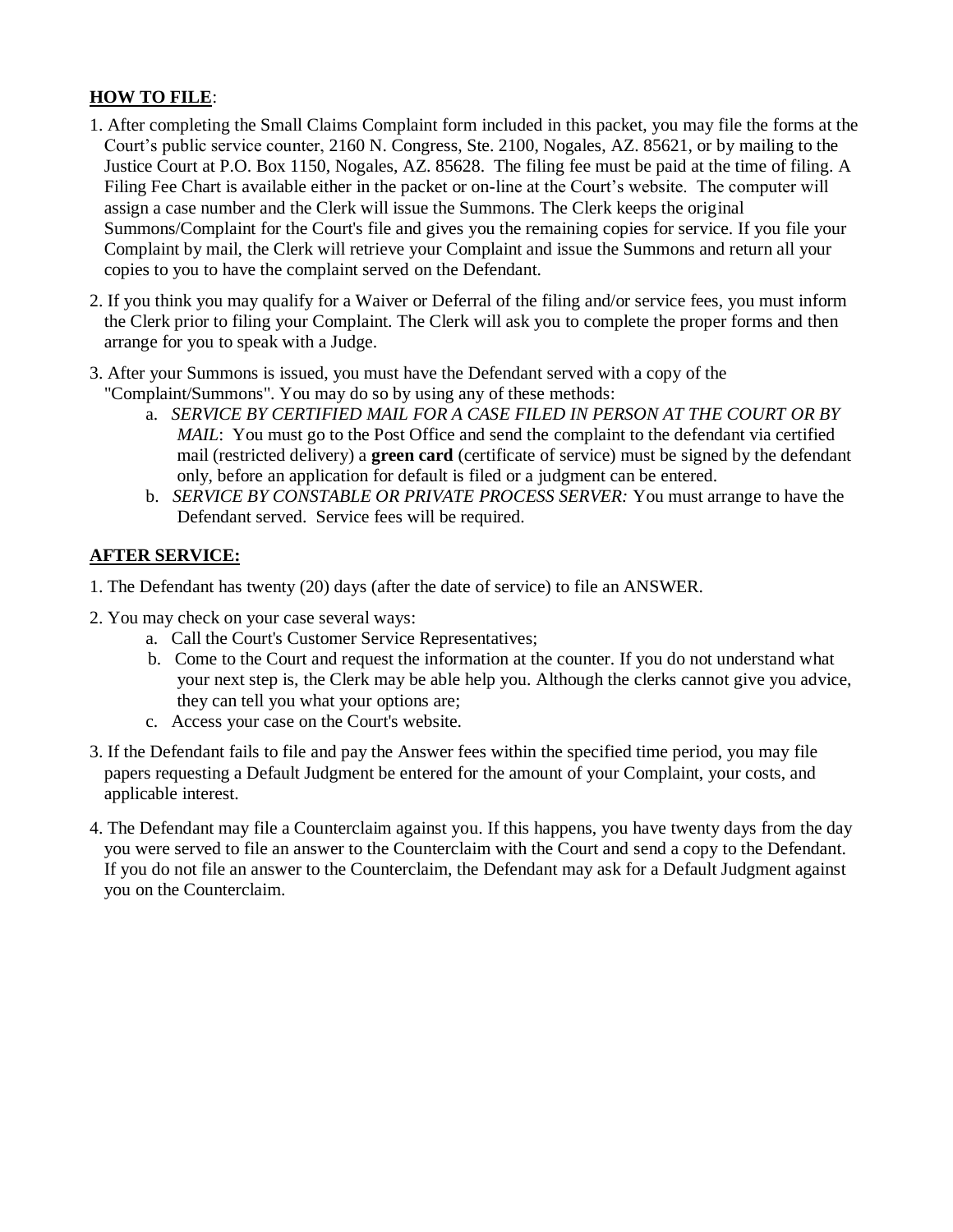**HOW TO FILE**:

1. After completing the Small Claims Complaint form included in this packet, you may file the forms at the Court's public service counter, 2160 N. Congress, Ste. 2100, Nogales, AZ. 85621, or by mailing to the Justice Court at P.O. Box 1150, Nogales, AZ. 85628. The filing fee must be paid at the time of filing. A Filing Fee Chart is available either in the packet or on-line at the Court's website. The computer will assign a case number and the Clerk will issue the Summons. The Clerk keeps the original Summons/Complaint for the Court's file and gives you the remaining copies for service. If you file your Complaint by mail, the Clerk will retrieve your Complaint and issue the Summons and return all your copies to you to have the complaint served on the Defendant.

2. If you think you may qualify for a Waiver or Deferral of the filing and/or service fees, you must inform the Clerk prior to filing your Complaint. The Clerk will ask you to complete the proper forms and then arrange for you to speak with a Judge.

3. After your Summons is issued, you must have the Defendant served with a copy of the "Complaint/Summons". You may do so by using any of these methods:
   a. *SERVICE BY CERTIFIED MAIL FOR A CASE FILED IN PERSON AT THE COURT OR BY MAIL*: You must go to the Post Office and send the complaint to the defendant via certified mail (restricted delivery) a **green card** (certificate of service) must be signed by the defendant only, before an application for default is filed or a judgment can be entered.
   b. *SERVICE BY CONSTABLE OR PRIVATE PROCESS SERVER:* You must arrange to have the Defendant served. Service fees will be required.

**AFTER SERVICE:**

1. The Defendant has twenty (20) days (after the date of service) to file an ANSWER.

2. You may check on your case several ways:
   a. Call the Court's Customer Service Representatives;
   b. Come to the Court and request the information at the counter. If you do not understand what your next step is, the Clerk may be able help you. Although the clerks cannot give you advice, they can tell you what your options are;
   c. Access your case on the Court's website.

3. If the Defendant fails to file and pay the Answer fees within the specified time period, you may file papers requesting a Default Judgment be entered for the amount of your Complaint, your costs, and applicable interest.

4. The Defendant may file a Counterclaim against you. If this happens, you have twenty days from the day you were served to file an answer to the Counterclaim with the Court and send a copy to the Defendant. If you do not file an answer to the Counterclaim, the Defendant may ask for a Default Judgment against you on the Counterclaim.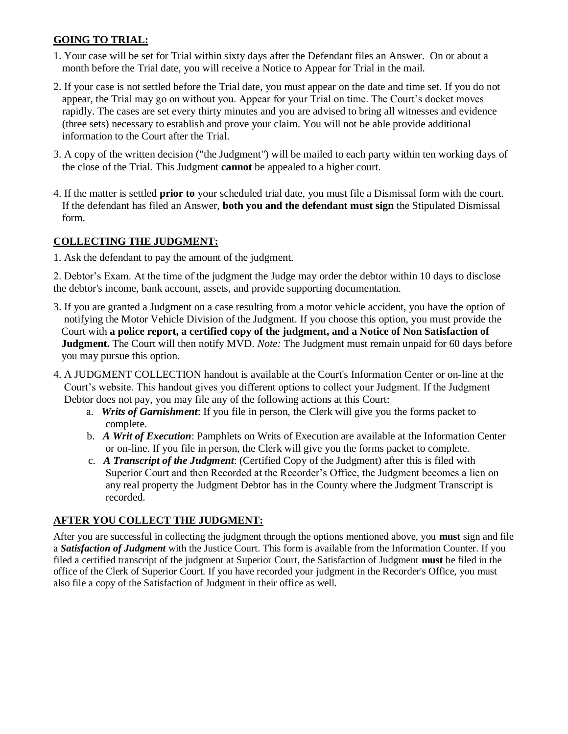**GOING TO TRIAL:**

1. Your case will be set for Trial within sixty days after the Defendant files an Answer. On or about a month before the Trial date, you will receive a Notice to Appear for Trial in the mail.
2. If your case is not settled before the Trial date, you must appear on the date and time set. If you do not appear, the Trial may go on without you. Appear for your Trial on time. The Court's docket moves rapidly. The cases are set every thirty minutes and you are advised to bring all witnesses and evidence (three sets) necessary to establish and prove your claim. You will not be able provide additional information to the Court after the Trial.
3. A copy of the written decision ("the Judgment") will be mailed to each party within ten working days of the close of the Trial. This Judgment **cannot** be appealed to a higher court.
4. If the matter is settled **prior to** your scheduled trial date, you must file a Dismissal form with the court. If the defendant has filed an Answer, **both you and the defendant must sign** the Stipulated Dismissal form.

**COLLECTING THE JUDGMENT:**

1. Ask the defendant to pay the amount of the judgment.
2. Debtor's Exam. At the time of the judgment the Judge may order the debtor within 10 days to disclose the debtor's income, bank account, assets, and provide supporting documentation.
3. If you are granted a Judgment on a case resulting from a motor vehicle accident, you have the option of notifying the Motor Vehicle Division of the Judgment. If you choose this option, you must provide the Court with **a police report, a certified copy of the judgment, and a Notice of Non Satisfaction of Judgment.** The Court will then notify MVD. *Note:* The Judgment must remain unpaid for 60 days before you may pursue this option.
4. A JUDGMENT COLLECTION handout is available at the Court's Information Center or on-line at the Court's website. This handout gives you different options to collect your Judgment. If the Judgment Debtor does not pay, you may file any of the following actions at this Court:
   a. ***Writs of Garnishment***: If you file in person, the Clerk will give you the forms packet to complete.
   b. ***A Writ of Execution***: Pamphlets on Writs of Execution are available at the Information Center or on-line. If you file in person, the Clerk will give you the forms packet to complete.
   c. ***A Transcript of the Judgment***: (Certified Copy of the Judgment) after this is filed with Superior Court and then Recorded at the Recorder's Office, the Judgment becomes a lien on any real property the Judgment Debtor has in the County where the Judgment Transcript is recorded.

**AFTER YOU COLLECT THE JUDGMENT:**

After you are successful in collecting the judgment through the options mentioned above, you **must** sign and file a ***Satisfaction of Judgment*** with the Justice Court. This form is available from the Information Counter. If you filed a certified transcript of the judgment at Superior Court, the Satisfaction of Judgment **must** be filed in the office of the Clerk of Superior Court. If you have recorded your judgment in the Recorder's Office, you must also file a copy of the Satisfaction of Judgment in their office as well.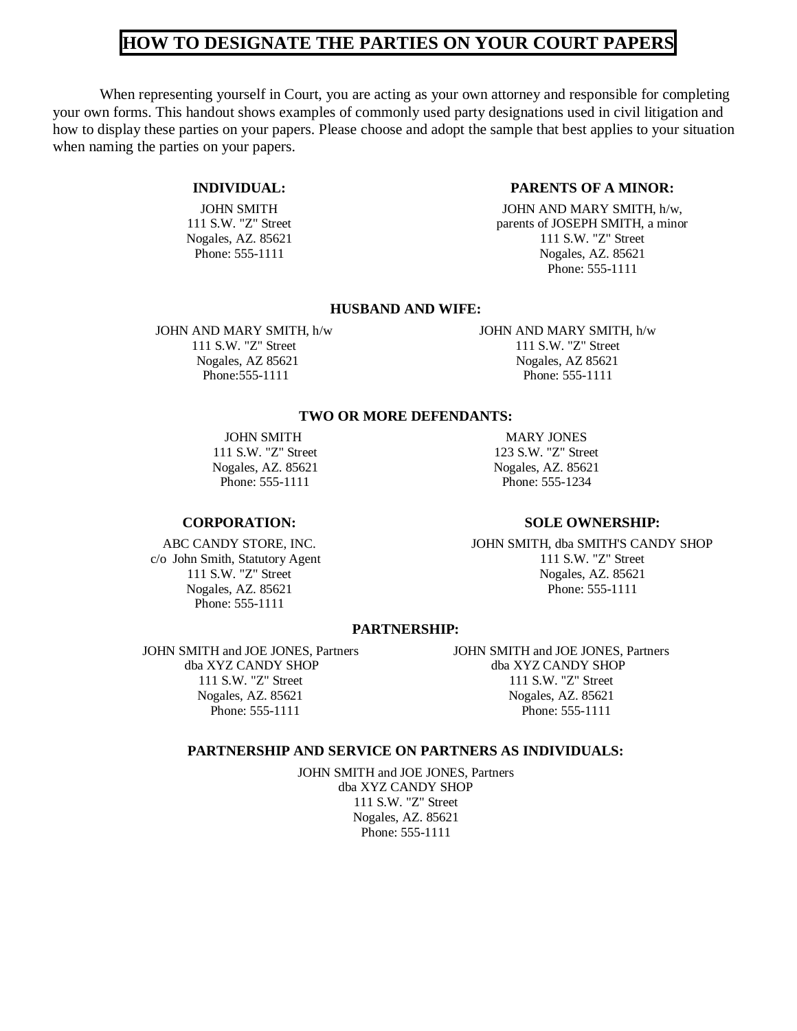# HOW TO DESIGNATE THE PARTIES ON YOUR COURT PAPERS

When representing yourself in Court, you are acting as your own attorney and responsible for completing your own forms. This handout shows examples of commonly used party designations used in civil litigation and how to display these parties on your papers. Please choose and adopt the sample that best applies to your situation when naming the parties on your papers.

**INDIVIDUAL:**

JOHN SMITH
111 S.W. "Z" Street
Nogales, AZ. 85621
Phone: 555-1111

**PARENTS OF A MINOR:**

JOHN AND MARY SMITH, h/w,
parents of JOSEPH SMITH, a minor
111 S.W. "Z" Street
Nogales, AZ. 85621
Phone: 555-1111

**HUSBAND AND WIFE:**

JOHN AND MARY SMITH, h/w
111 S.W. "Z" Street
Nogales, AZ 85621
Phone:555-1111

JOHN AND MARY SMITH, h/w
111 S.W. "Z" Street
Nogales, AZ 85621
Phone: 555-1111

**TWO OR MORE DEFENDANTS:**

JOHN SMITH
111 S.W. "Z" Street
Nogales, AZ. 85621
Phone: 555-1111

MARY JONES
123 S.W. "Z" Street
Nogales, AZ. 85621
Phone: 555-1234

**CORPORATION:**

ABC CANDY STORE, INC.
c/o John Smith, Statutory Agent
111 S.W. "Z" Street
Nogales, AZ. 85621
Phone: 555-1111

**SOLE OWNERSHIP:**

JOHN SMITH, dba SMITH'S CANDY SHOP
111 S.W. "Z" Street
Nogales, AZ. 85621
Phone: 555-1111

**PARTNERSHIP:**

JOHN SMITH and JOE JONES, Partners
dba XYZ CANDY SHOP
111 S.W. "Z" Street
Nogales, AZ. 85621
Phone: 555-1111

JOHN SMITH and JOE JONES, Partners
dba XYZ CANDY SHOP
111 S.W. "Z" Street
Nogales, AZ. 85621
Phone: 555-1111

**PARTNERSHIP AND SERVICE ON PARTNERS AS INDIVIDUALS:**

JOHN SMITH and JOE JONES, Partners
dba XYZ CANDY SHOP
111 S.W. "Z" Street
Nogales, AZ. 85621
Phone: 555-1111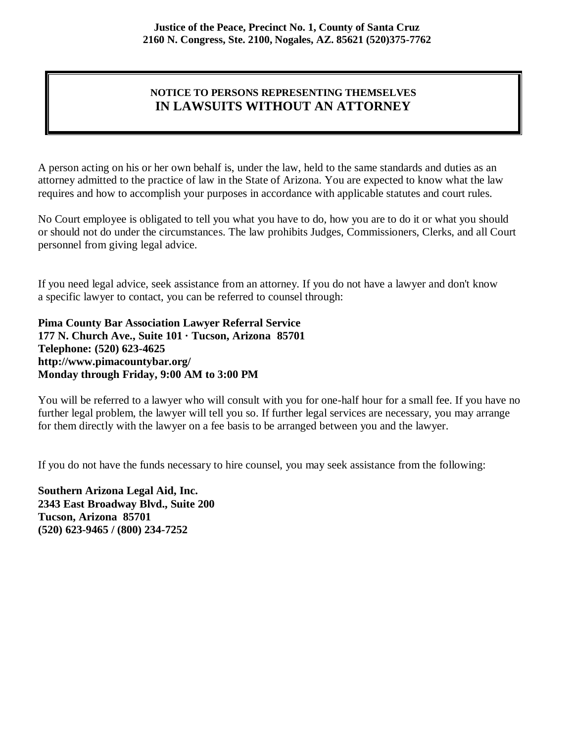**Justice of the Peace, Precinct No. 1, County of Santa Cruz**
**2160 N. Congress, Ste. 2100, Nogales, AZ. 85621 (520)375-7762**

## NOTICE TO PERSONS REPRESENTING THEMSELVES IN LAWSUITS WITHOUT AN ATTORNEY

A person acting on his or her own behalf is, under the law, held to the same standards and duties as an attorney admitted to the practice of law in the State of Arizona. You are expected to know what the law requires and how to accomplish your purposes in accordance with applicable statutes and court rules.

No Court employee is obligated to tell you what you have to do, how you are to do it or what you should or should not do under the circumstances. The law prohibits Judges, Commissioners, Clerks, and all Court personnel from giving legal advice.

If you need legal advice, seek assistance from an attorney. If you do not have a lawyer and don't know a specific lawyer to contact, you can be referred to counsel through:

**Pima County Bar Association Lawyer Referral Service**
**177 N. Church Ave., Suite 101 · Tucson, Arizona 85701**
**Telephone: (520) 623-4625**
**http://www.pimacountybar.org/**
**Monday through Friday, 9:00 AM to 3:00 PM**

You will be referred to a lawyer who will consult with you for one-half hour for a small fee. If you have no further legal problem, the lawyer will tell you so. If further legal services are necessary, you may arrange for them directly with the lawyer on a fee basis to be arranged between you and the lawyer.

If you do not have the funds necessary to hire counsel, you may seek assistance from the following:

**Southern Arizona Legal Aid, Inc.**
**2343 East Broadway Blvd., Suite 200**
**Tucson, Arizona 85701**
**(520) 623-9465 / (800) 234-7252**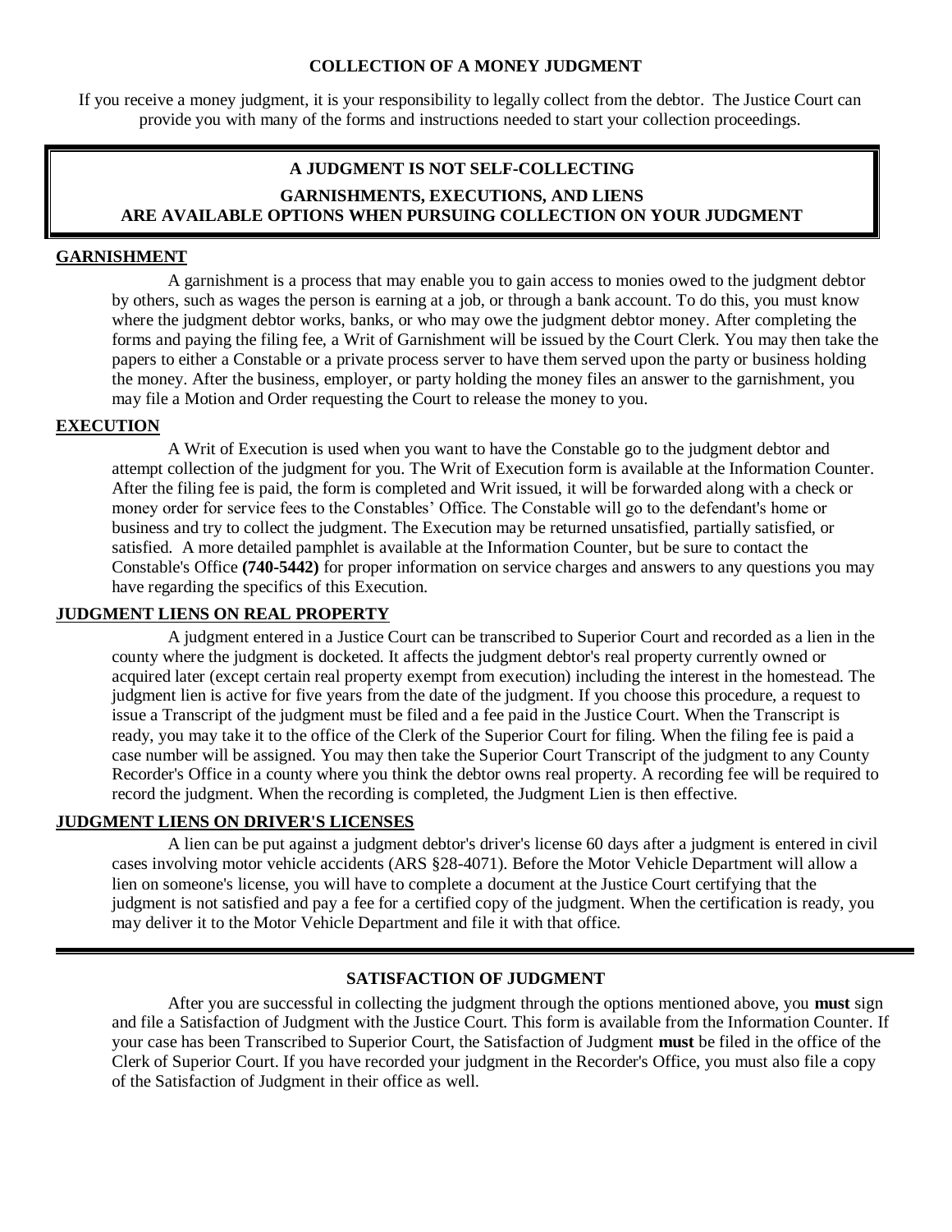# COLLECTION OF A MONEY JUDGMENT

If you receive a money judgment, it is your responsibility to legally collect from the debtor. The Justice Court can provide you with many of the forms and instructions needed to start your collection proceedings.

**A JUDGMENT IS NOT SELF-COLLECTING**

**GARNISHMENTS, EXECUTIONS, AND LIENS ARE AVAILABLE OPTIONS WHEN PURSUING COLLECTION ON YOUR JUDGMENT**

## GARNISHMENT

A garnishment is a process that may enable you to gain access to monies owed to the judgment debtor by others, such as wages the person is earning at a job, or through a bank account. To do this, you must know where the judgment debtor works, banks, or who may owe the judgment debtor money. After completing the forms and paying the filing fee, a Writ of Garnishment will be issued by the Court Clerk. You may then take the papers to either a Constable or a private process server to have them served upon the party or business holding the money. After the business, employer, or party holding the money files an answer to the garnishment, you may file a Motion and Order requesting the Court to release the money to you.

## EXECUTION

A Writ of Execution is used when you want to have the Constable go to the judgment debtor and attempt collection of the judgment for you. The Writ of Execution form is available at the Information Counter. After the filing fee is paid, the form is completed and Writ issued, it will be forwarded along with a check or money order for service fees to the Constables' Office. The Constable will go to the defendant's home or business and try to collect the judgment. The Execution may be returned unsatisfied, partially satisfied, or satisfied. A more detailed pamphlet is available at the Information Counter, but be sure to contact the Constable's Office **(740-5442)** for proper information on service charges and answers to any questions you may have regarding the specifics of this Execution.

## JUDGMENT LIENS ON REAL PROPERTY

A judgment entered in a Justice Court can be transcribed to Superior Court and recorded as a lien in the county where the judgment is docketed. It affects the judgment debtor's real property currently owned or acquired later (except certain real property exempt from execution) including the interest in the homestead. The judgment lien is active for five years from the date of the judgment. If you choose this procedure, a request to issue a Transcript of the judgment must be filed and a fee paid in the Justice Court. When the Transcript is ready, you may take it to the office of the Clerk of the Superior Court for filing. When the filing fee is paid a case number will be assigned. You may then take the Superior Court Transcript of the judgment to any County Recorder's Office in a county where you think the debtor owns real property. A recording fee will be required to record the judgment. When the recording is completed, the Judgment Lien is then effective.

## JUDGMENT LIENS ON DRIVER'S LICENSES

A lien can be put against a judgment debtor's driver's license 60 days after a judgment is entered in civil cases involving motor vehicle accidents (ARS §28-4071). Before the Motor Vehicle Department will allow a lien on someone's license, you will have to complete a document at the Justice Court certifying that the judgment is not satisfied and pay a fee for a certified copy of the judgment. When the certification is ready, you may deliver it to the Motor Vehicle Department and file it with that office.

## SATISFACTION OF JUDGMENT

After you are successful in collecting the judgment through the options mentioned above, you **must** sign and file a Satisfaction of Judgment with the Justice Court. This form is available from the Information Counter. If your case has been Transcribed to Superior Court, the Satisfaction of Judgment **must** be filed in the office of the Clerk of Superior Court. If you have recorded your judgment in the Recorder's Office, you must also file a copy of the Satisfaction of Judgment in their office as well.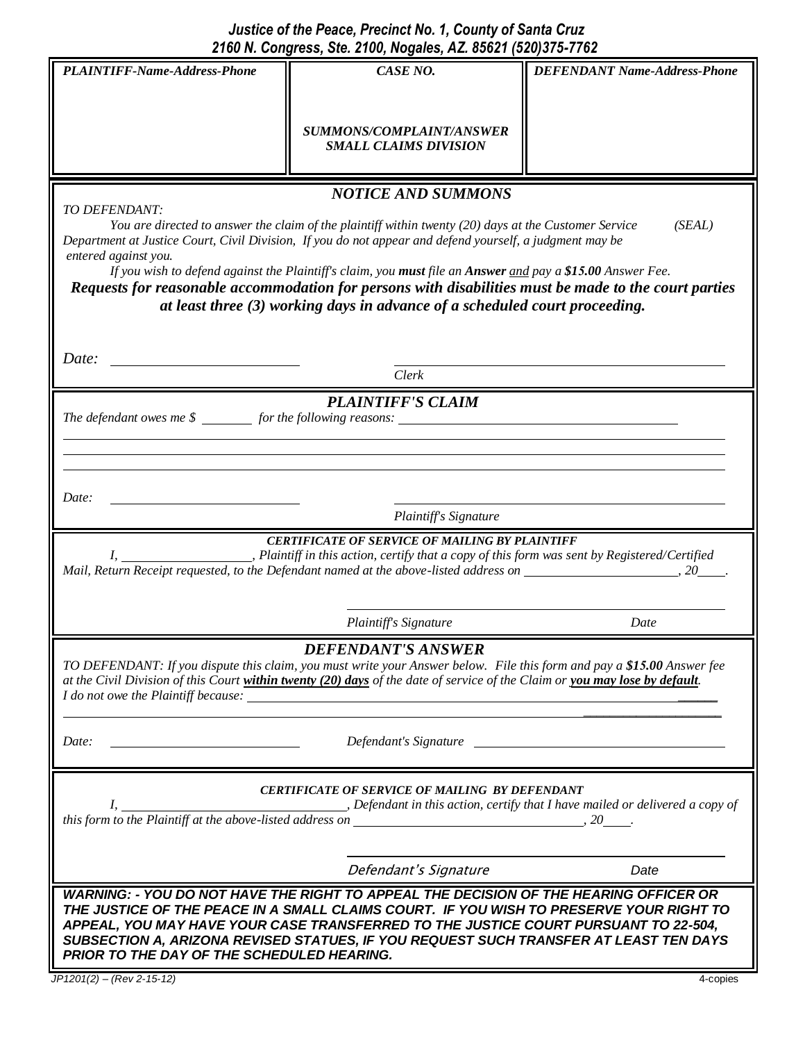***Justice of the Peace, Precinct No. 1, County of Santa Cruz***
***2160 N. Congress, Ste. 2100, Nogales, AZ. 85621 (520)375-7762***

| *PLAINTIFF-Name-Address-Phone* | *CASE NO.* <br><br> ***SUMMONS/COMPLAINT/ANSWER SMALL CLAIMS DIVISION*** | *DEFENDANT Name-Address-Phone* |
|---|---|---|
| | | |

## *NOTICE AND SUMMONS*

*TO DEFENDANT:*

*You are directed to answer the claim of the plaintiff within twenty (20) days at the Customer Service Department at Justice Court, Civil Division, If you do not appear and defend yourself, a judgment may be entered against you.* *(SEAL)*

*If you wish to defend against the Plaintiff's claim, you **must** file an **Answer** and pay a **$15.00** Answer Fee.*

***Requests for reasonable accommodation for persons with disabilities must be made to the court parties at least three (3) working days in advance of a scheduled court proceeding.***

*Date:* ______________________ ______________________________
*Clerk*

## *PLAINTIFF'S CLAIM*

*The defendant owes me $* ________ *for the following reasons:* ______________________________________

_____________________________________________________________________________

_____________________________________________________________________________

_____________________________________________________________________________

*Date:* ______________________ ______________________________
*Plaintiff's Signature*

### *CERTIFICATE OF SERVICE OF MAILING BY PLAINTIFF*

*I,* __________________*, Plaintiff in this action, certify that a copy of this form was sent by Registered/Certified Mail, Return Receipt requested, to the Defendant named at the above-listed address on* ______________________*, 20*____*.*

______________________________________________
*Plaintiff's Signature* *Date*

## *DEFENDANT'S ANSWER*

*TO DEFENDANT: If you dispute this claim, you must write your Answer below. File this form and pay a **$15.00** Answer fee at the Civil Division of this Court **within twenty (20) days** of the date of service of the Claim or **you may lose by default**.*

*I do not owe the Plaintiff because:* ______________________________________________________________

_____________________________________________________________________________

*Date:* ______________________ *Defendant's Signature* ______________________________

### *CERTIFICATE OF SERVICE OF MAILING BY DEFENDANT*

*I,* ______________________________*, Defendant in this action, certify that I have mailed or delivered a copy of this form to the Plaintiff at the above-listed address on* ______________________________*, 20*____*.*

______________________________________________
*Defendant's Signature* *Date*

***WARNING: - YOU DO NOT HAVE THE RIGHT TO APPEAL THE DECISION OF THE HEARING OFFICER OR THE JUSTICE OF THE PEACE IN A SMALL CLAIMS COURT. IF YOU WISH TO PRESERVE YOUR RIGHT TO APPEAL, YOU MAY HAVE YOUR CASE TRANSFERRED TO THE JUSTICE COURT PURSUANT TO 22-504, SUBSECTION A, ARIZONA REVISED STATUES, IF YOU REQUEST SUCH TRANSFER AT LEAST TEN DAYS PRIOR TO THE DAY OF THE SCHEDULED HEARING.***

*JP1201(2) – (Rev 2-15-12)* 4-copies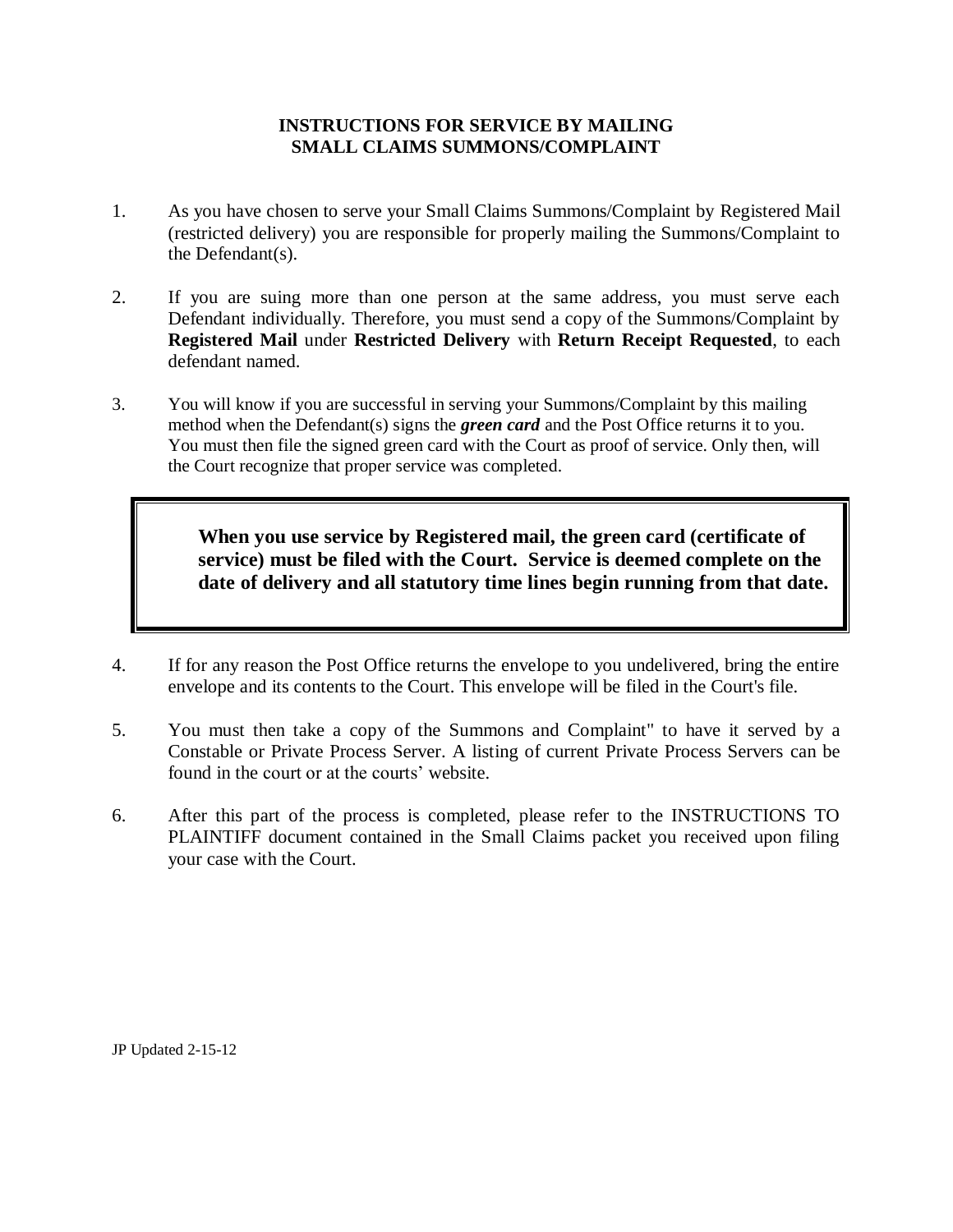# INSTRUCTIONS FOR SERVICE BY MAILING
# SMALL CLAIMS SUMMONS/COMPLAINT

1. As you have chosen to serve your Small Claims Summons/Complaint by Registered Mail (restricted delivery) you are responsible for properly mailing the Summons/Complaint to the Defendant(s).

2. If you are suing more than one person at the same address, you must serve each Defendant individually. Therefore, you must send a copy of the Summons/Complaint by **Registered Mail** under **Restricted Delivery** with **Return Receipt Requested**, to each defendant named.

3. You will know if you are successful in serving your Summons/Complaint by this mailing method when the Defendant(s) signs the ***green card*** and the Post Office returns it to you. You must then file the signed green card with the Court as proof of service. Only then, will the Court recognize that proper service was completed.

> **When you use service by Registered mail, the green card (certificate of service) must be filed with the Court. Service is deemed complete on the date of delivery and all statutory time lines begin running from that date.**

4. If for any reason the Post Office returns the envelope to you undelivered, bring the entire envelope and its contents to the Court. This envelope will be filed in the Court's file.

5. You must then take a copy of the Summons and Complaint" to have it served by a Constable or Private Process Server. A listing of current Private Process Servers can be found in the court or at the courts' website.

6. After this part of the process is completed, please refer to the INSTRUCTIONS TO PLAINTIFF document contained in the Small Claims packet you received upon filing your case with the Court.

JP Updated 2-15-12